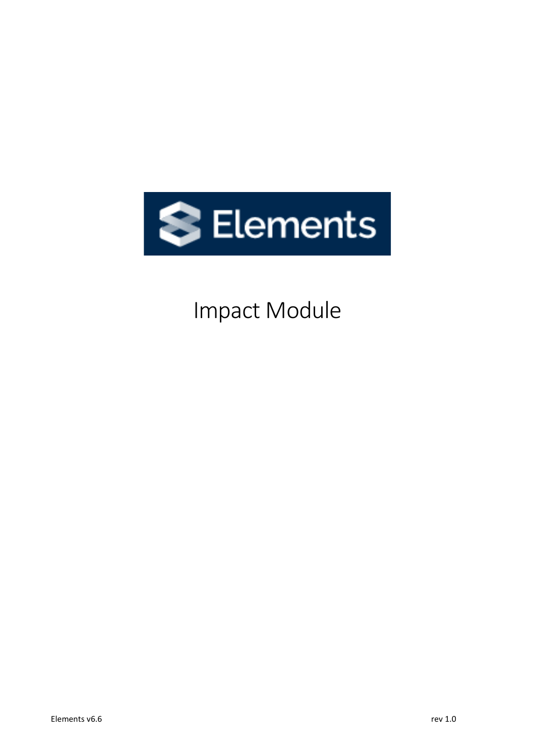Elements

# Impact Module

Elements v6.6

rev 1.0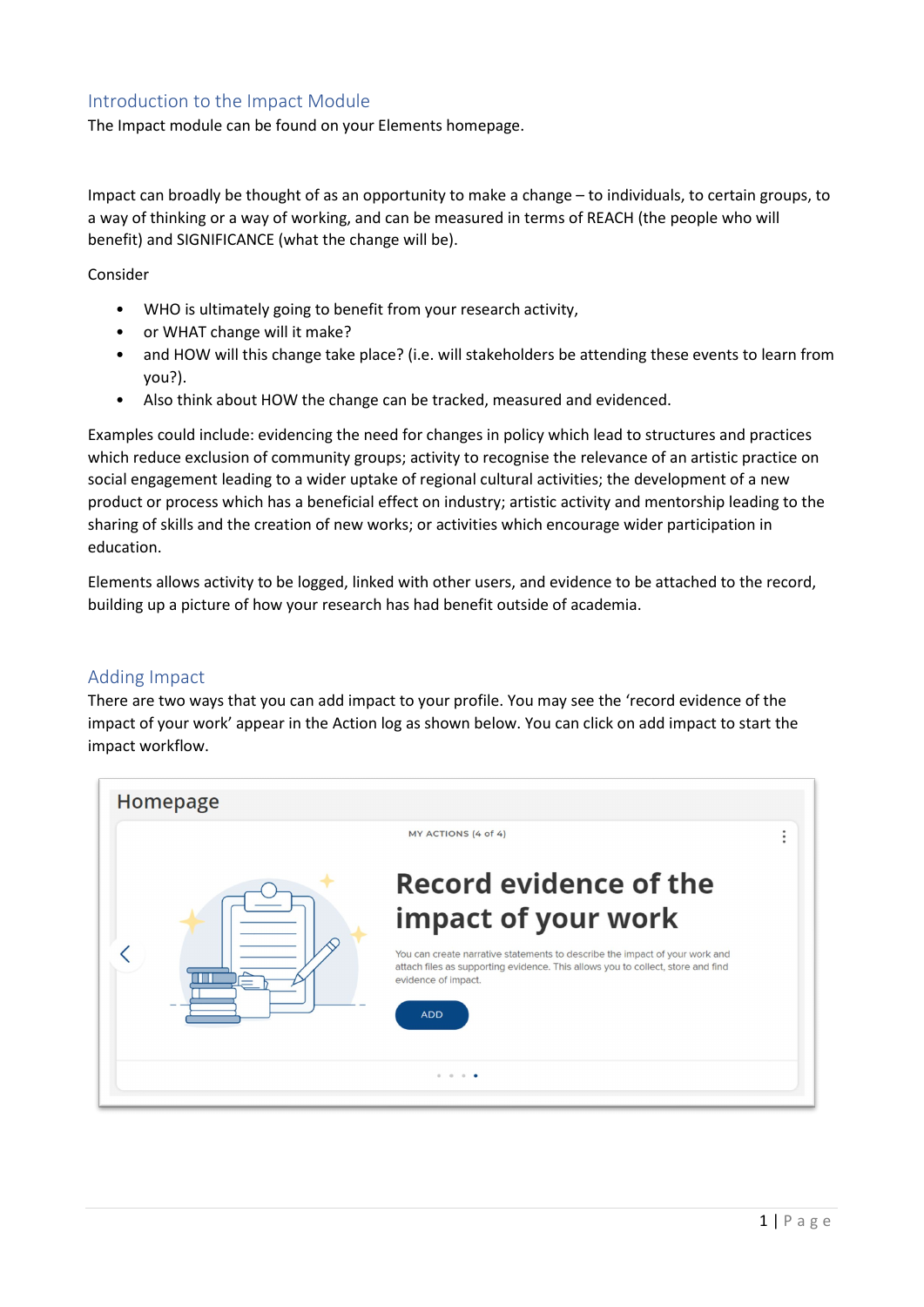## Introduction to the Impact Module

The Impact module can be found on your Elements homepage.

Impact can broadly be thought of as an opportunity to make a change – to individuals, to certain groups, to a way of thinking or a way of working, and can be measured in terms of REACH (the people who will benefit) and SIGNIFICANCE (what the change will be).

Consider

- WHO is ultimately going to benefit from your research activity,
- or WHAT change will it make?
- and HOW will this change take place? (i.e. will stakeholders be attending these events to learn from you?).
- Also think about HOW the change can be tracked, measured and evidenced.

Examples could include: evidencing the need for changes in policy which lead to structures and practices which reduce exclusion of community groups; activity to recognise the relevance of an artistic practice on social engagement leading to a wider uptake of regional cultural activities; the development of a new product or process which has a beneficial effect on industry; artistic activity and mentorship leading to the sharing of skills and the creation of new works; or activities which encourage wider participation in education.

Elements allows activity to be logged, linked with other users, and evidence to be attached to the record, building up a picture of how your research has had benefit outside of academia.

## Adding Impact

There are two ways that you can add impact to your profile. You may see the 'record evidence of the impact of your work' appear in the Action log as shown below. You can click on add impact to start the impact workflow.

Homepage

MY ACTIONS (4 of 4)

Record evidence of the impact of your work

You can create narrative statements to describe the impact of your work and attach files as supporting evidence. This allows you to collect, store and find evidence of impact.

ADD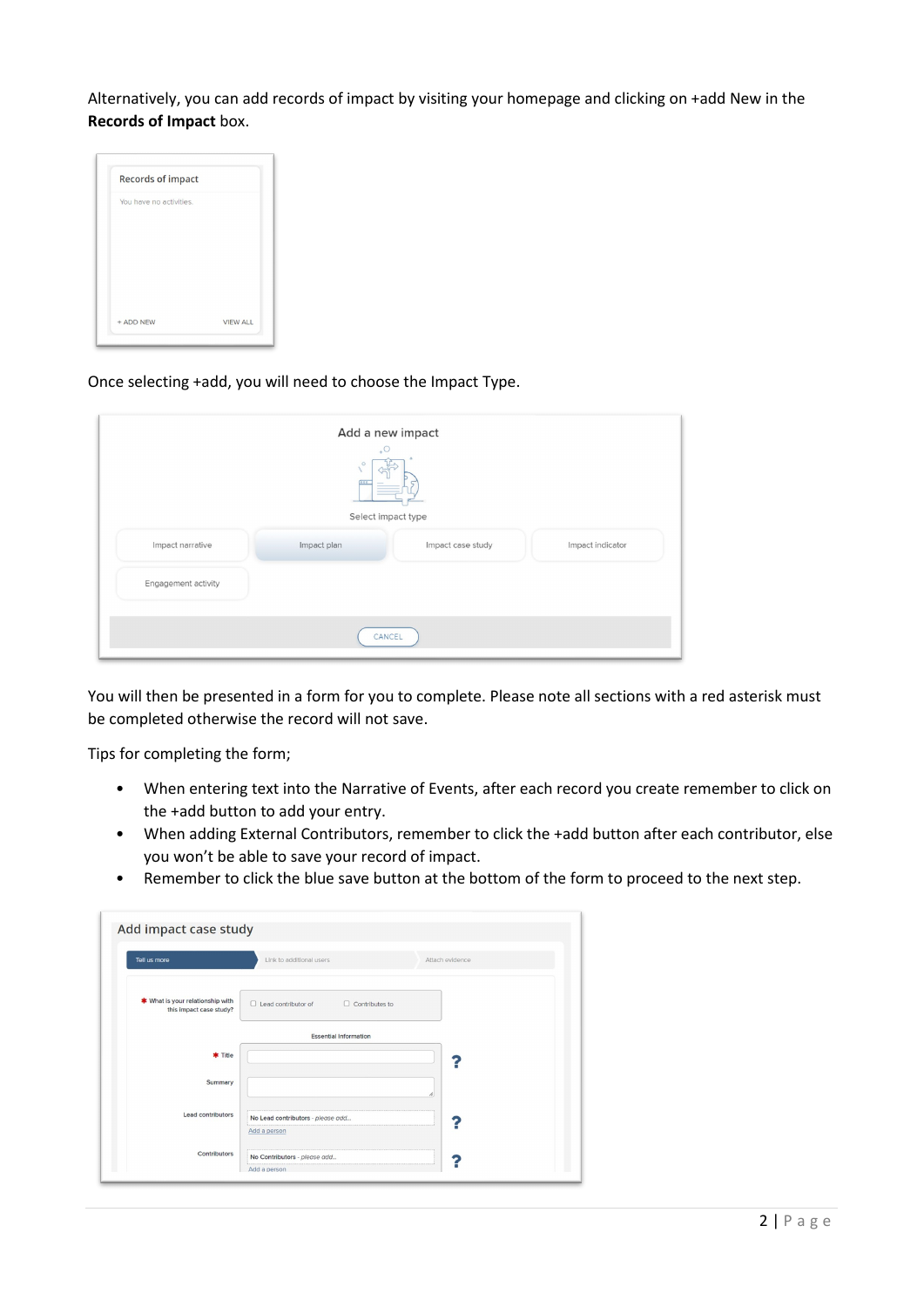Alternatively, you can add records of impact by visiting your homepage and clicking on +add New in the **Records of Impact** box.

Once selecting +add, you will need to choose the Impact Type.

You will then be presented in a form for you to complete. Please note all sections with a red asterisk must be completed otherwise the record will not save.

Tips for completing the form;

- When entering text into the Narrative of Events, after each record you create remember to click on the +add button to add your entry.
- When adding External Contributors, remember to click the +add button after each contributor, else you won't be able to save your record of impact.
- Remember to click the blue save button at the bottom of the form to proceed to the next step.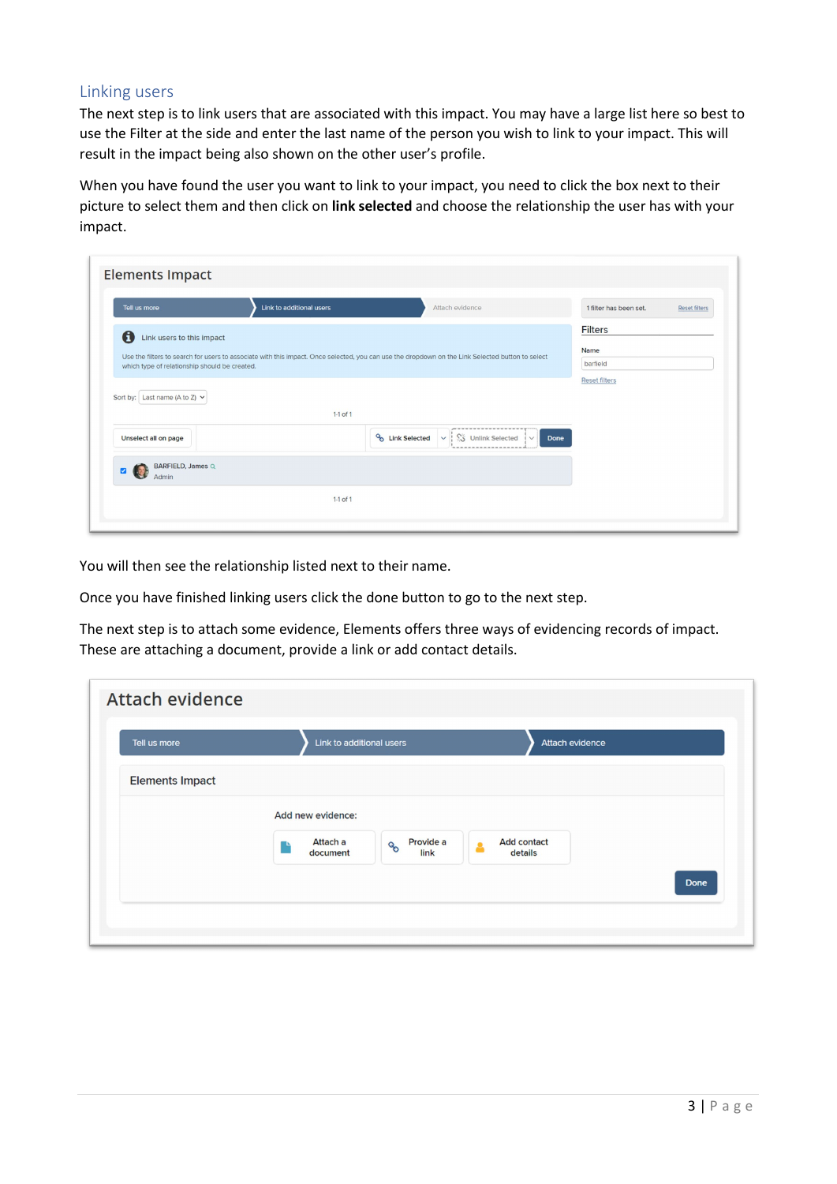## Linking users

The next step is to link users that are associated with this impact. You may have a large list here so best to use the Filter at the side and enter the last name of the person you wish to link to your impact. This will result in the impact being also shown on the other user's profile.

When you have found the user you want to link to your impact, you need to click the box next to their picture to select them and then click on **link selected** and choose the relationship the user has with your impact.

You will then see the relationship listed next to their name.

Once you have finished linking users click the done button to go to the next step.

The next step is to attach some evidence, Elements offers three ways of evidencing records of impact. These are attaching a document, provide a link or add contact details.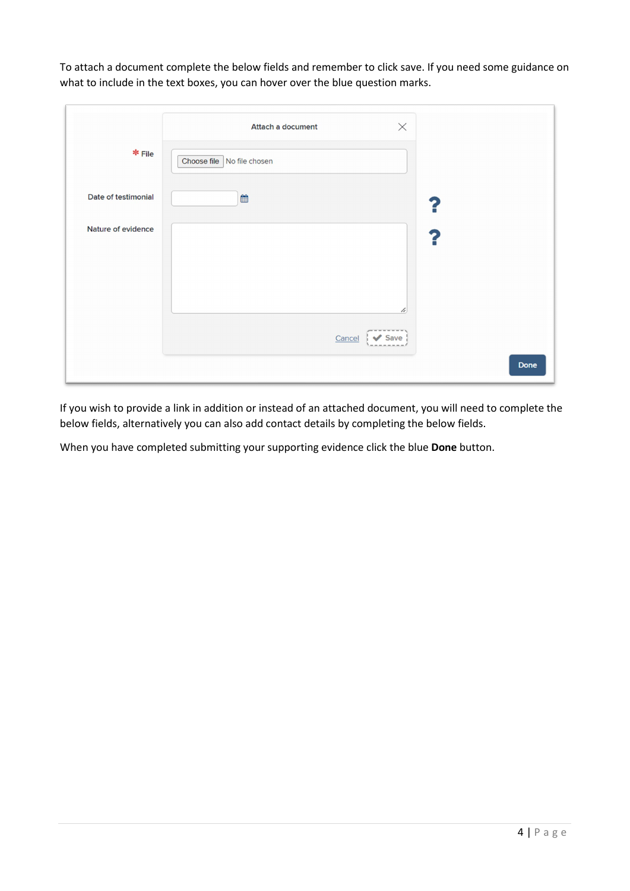To attach a document complete the below fields and remember to click save. If you need some guidance on what to include in the text boxes, you can hover over the blue question marks.

Attach a document

* File

Choose file No file chosen

Date of testimonial

Nature of evidence

Cancel Save

Done

If you wish to provide a link in addition or instead of an attached document, you will need to complete the below fields, alternatively you can also add contact details by completing the below fields.

When you have completed submitting your supporting evidence click the blue **Done** button.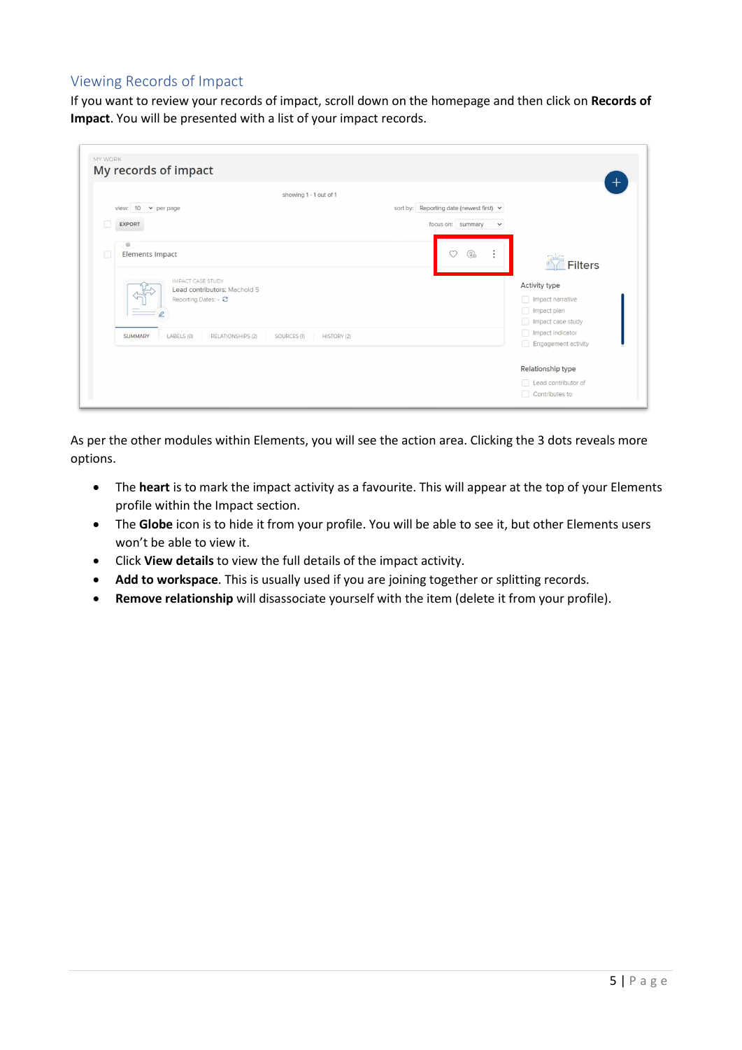## Viewing Records of Impact

If you want to review your records of impact, scroll down on the homepage and then click on **Records of Impact**. You will be presented with a list of your impact records.

As per the other modules within Elements, you will see the action area. Clicking the 3 dots reveals more options.

- The **heart** is to mark the impact activity as a favourite. This will appear at the top of your Elements profile within the Impact section.
- The **Globe** icon is to hide it from your profile. You will be able to see it, but other Elements users won't be able to view it.
- Click **View details** to view the full details of the impact activity.
- **Add to workspace**. This is usually used if you are joining together or splitting records.
- **Remove relationship** will disassociate yourself with the item (delete it from your profile).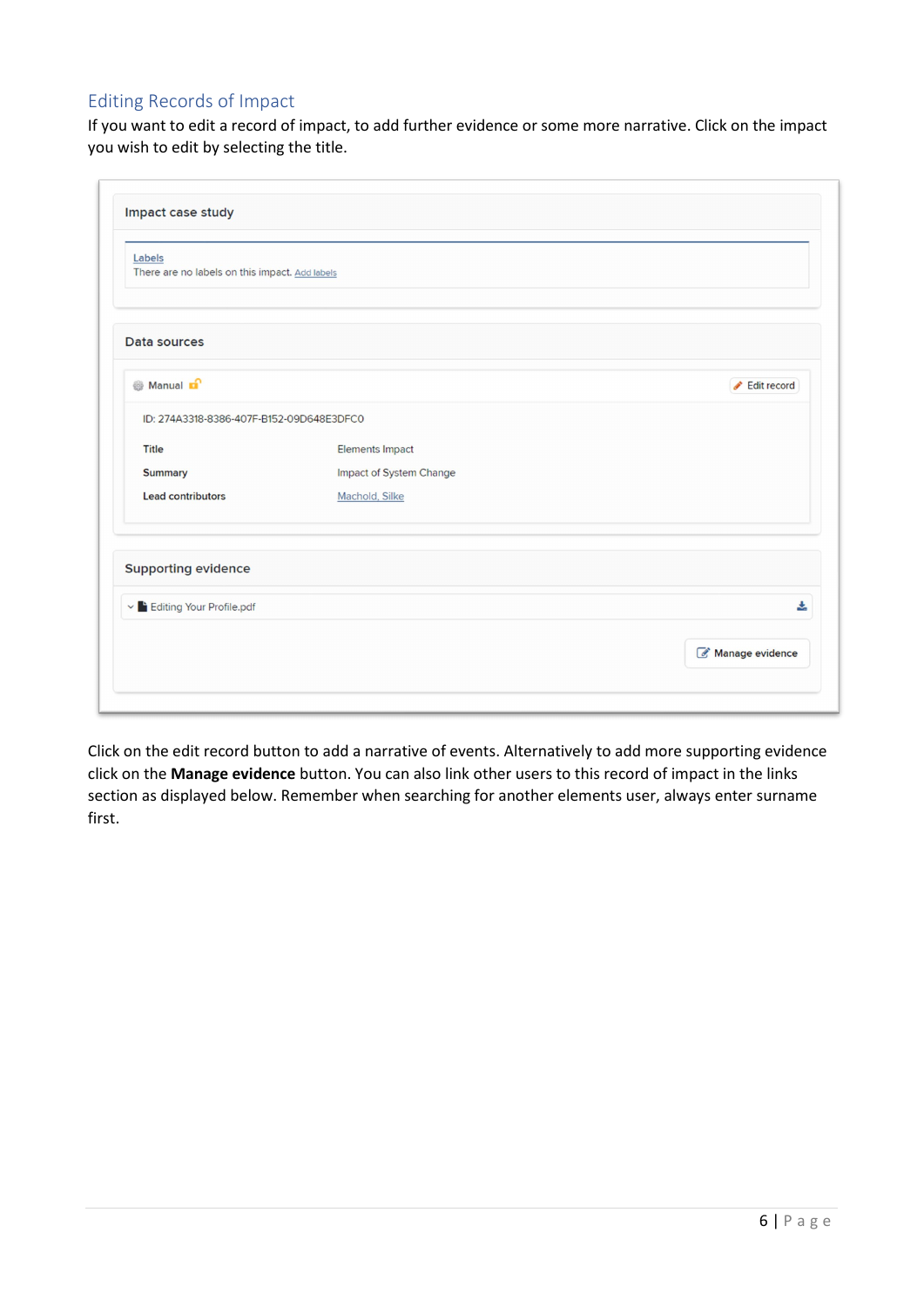## Editing Records of Impact

If you want to edit a record of impact, to add further evidence or some more narrative. Click on the impact you wish to edit by selecting the title.

Impact case study

Labels
There are no labels on this impact. Add labels

Data sources

Manual

Edit record

ID: 274A3318-8386-407F-B152-09D648E3DFC0

| | |
|---|---|
| Title | Elements Impact |
| Summary | Impact of System Change |
| Lead contributors | Machold, Silke |

Supporting evidence

Editing Your Profile.pdf

Manage evidence

Click on the edit record button to add a narrative of events. Alternatively to add more supporting evidence click on the **Manage evidence** button. You can also link other users to this record of impact in the links section as displayed below. Remember when searching for another elements user, always enter surname first.